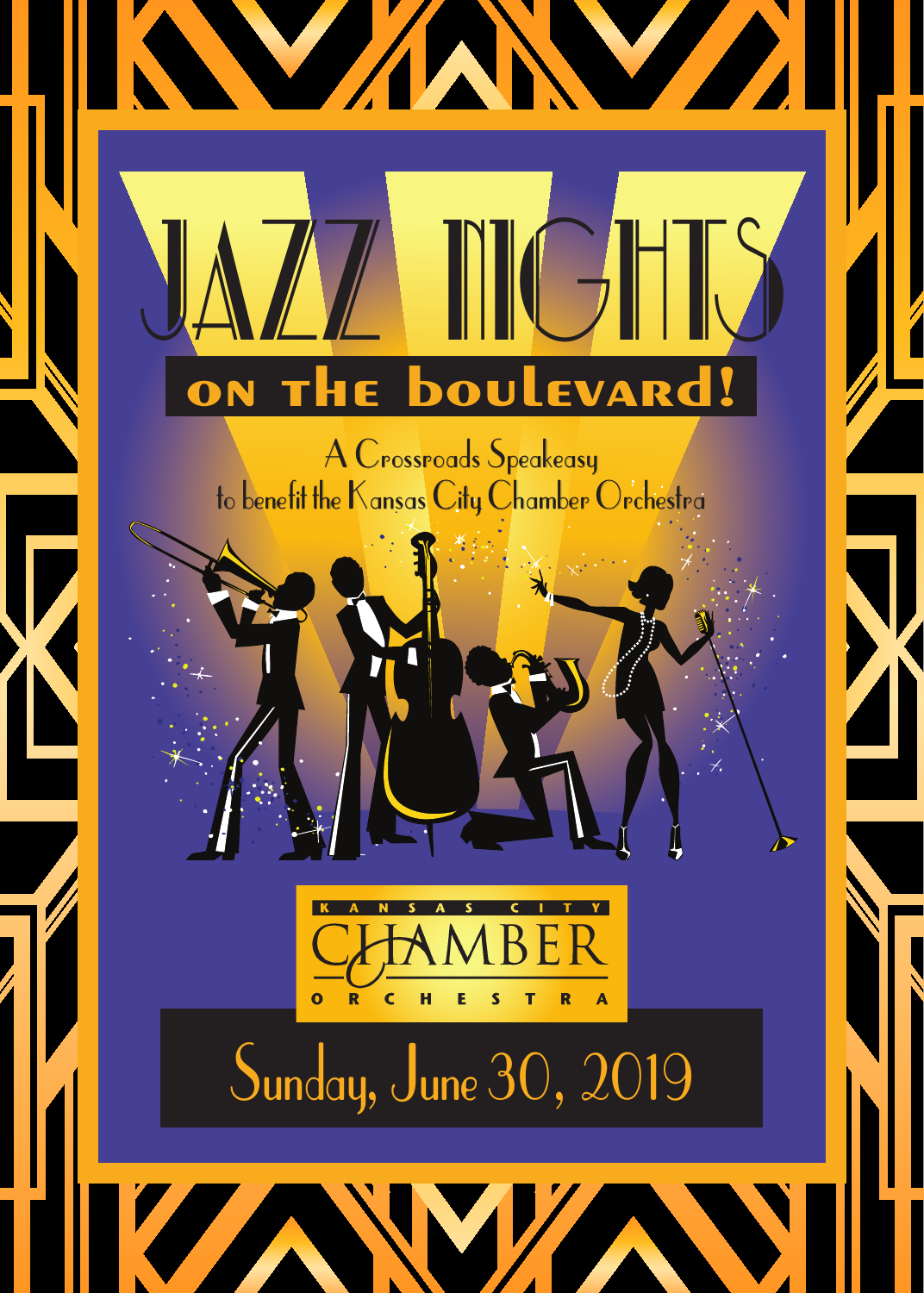# JAZZ NIGHTS

## on the boulevard!

A Crossroads Speakeasy
to benefit the Kansas City Chamber Orchestra

KANSAS CITY CHAMBER ORCHESTRA

Sunday, June 30, 2019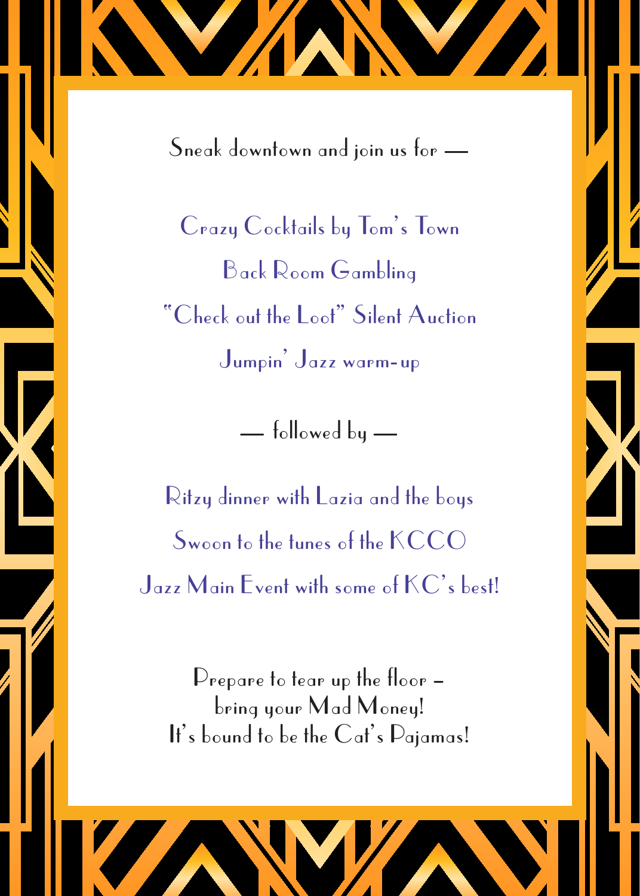Sneak downtown and join us for —

Crazy Cocktails by Tom's Town

Back Room Gambling

"Check out the Loot" Silent Auction

Jumpin' Jazz warm-up

— followed by —

Ritzy dinner with Lazia and the boys

Swoon to the tunes of the KCCO

Jazz Main Event with some of KC's best!

Prepare to tear up the floor –
bring your Mad Money!
It's bound to be the Cat's Pajamas!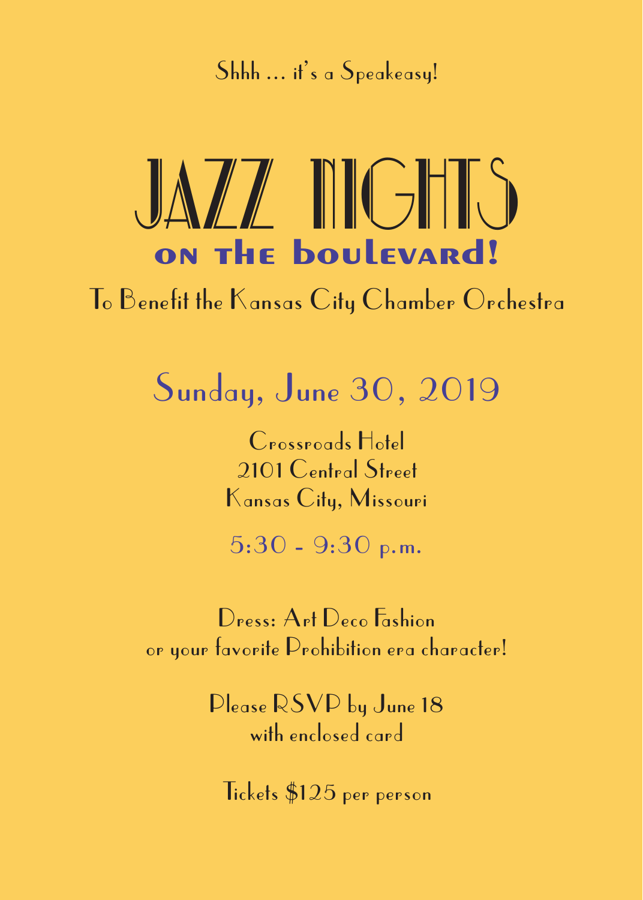Shhh … it's a Speakeasy!

# JAZZ NIGHTS

## ON THE BOULEVARD!

To Benefit the Kansas City Chamber Orchestra

## Sunday, June 30, 2019

Crossroads Hotel
2101 Central Street
Kansas City, Missouri

5:30 - 9:30 p.m.

Dress: Art Deco Fashion
or your favorite Prohibition era character!

Please RSVP by June 18
with enclosed card

Tickets $125 per person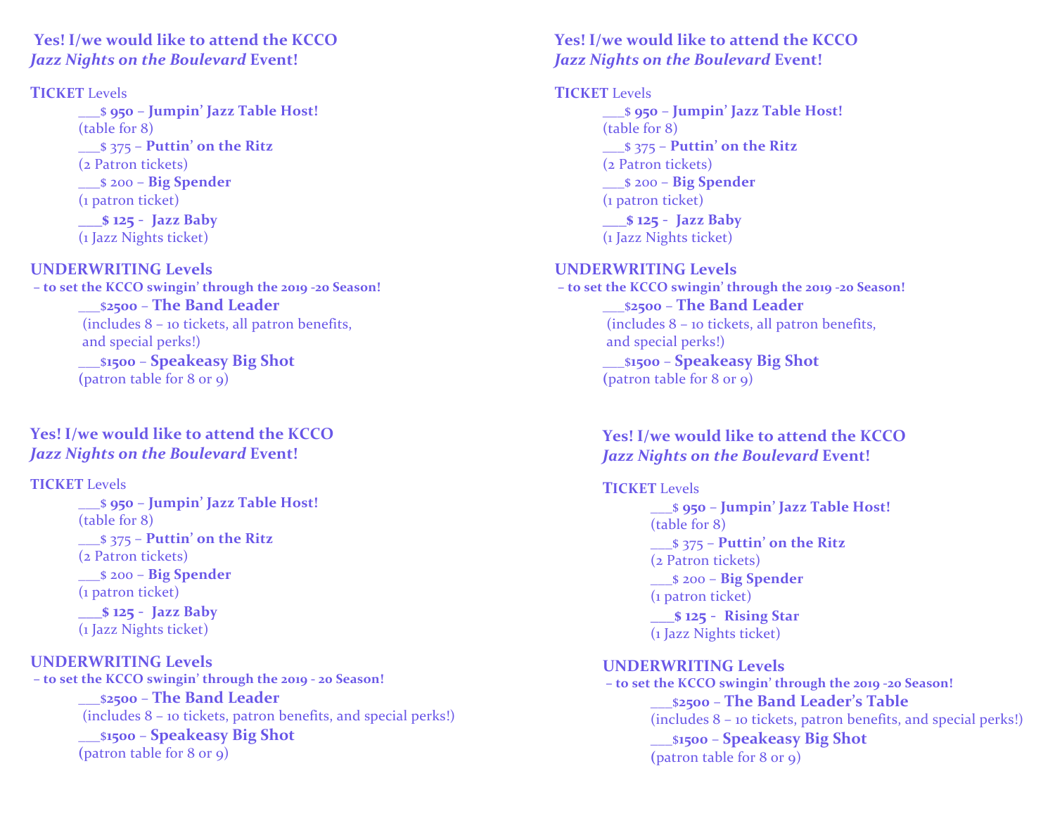**Yes! I/we would like to attend the KCCO *Jazz Nights on the Boulevard* Event!**

**TICKET** Levels

___$ **950 – Jumpin' Jazz Table Host!**
(table for 8)

___$ 375 – **Puttin' on the Ritz**
(2 Patron tickets)

___$ 200 – **Big Spender**
(1 patron ticket)

**___$ 125 - Jazz Baby**
(1 Jazz Nights ticket)

**UNDERWRITING Levels**
**– to set the KCCO swingin' through the 2019 -20 Season!**

___$**2500** – **The Band Leader**
(includes 8 – 10 tickets, all patron benefits, and special perks!)

___$**1500** – **Speakeasy Big Shot**
(patron table for 8 or 9)

**Yes! I/we would like to attend the KCCO *Jazz Nights on the Boulevard* Event!**

**TICKET** Levels

___$ **950 – Jumpin' Jazz Table Host!**
(table for 8)

___$ 375 – **Puttin' on the Ritz**
(2 Patron tickets)

___$ 200 – **Big Spender**
(1 patron ticket)

**___$ 125 - Jazz Baby**
(1 Jazz Nights ticket)

**UNDERWRITING Levels**
**– to set the KCCO swingin' through the 2019 -20 Season!**

___$**2500** – **The Band Leader**
(includes 8 – 10 tickets, all patron benefits, and special perks!)

___$**1500** – **Speakeasy Big Shot**
(patron table for 8 or 9)

**Yes! I/we would like to attend the KCCO *Jazz Nights on the Boulevard* Event!**

**TICKET** Levels

___$ **950 – Jumpin' Jazz Table Host!**
(table for 8)

___$ 375 – **Puttin' on the Ritz**
(2 Patron tickets)

___$ 200 – **Big Spender**
(1 patron ticket)

**___$ 125 - Jazz Baby**
(1 Jazz Nights ticket)

**UNDERWRITING Levels**
**– to set the KCCO swingin' through the 2019 - 20 Season!**

___$**2500** – **The Band Leader**
(includes 8 – 10 tickets, patron benefits, and special perks!)

___$**1500** – **Speakeasy Big Shot**
(patron table for 8 or 9)

**Yes! I/we would like to attend the KCCO *Jazz Nights on the Boulevard* Event!**

**TICKET** Levels

___$ **950 – Jumpin' Jazz Table Host!**
(table for 8)

___$ 375 – **Puttin' on the Ritz**
(2 Patron tickets)

___$ 200 – **Big Spender**
(1 patron ticket)

**___$ 125 - Rising Star**
(1 Jazz Nights ticket)

**UNDERWRITING Levels**
**– to set the KCCO swingin' through the 2019 -20 Season!**

___$**2500** – **The Band Leader's Table**
(includes 8 – 10 tickets, patron benefits, and special perks!)

___$**1500** – **Speakeasy Big Shot**
(patron table for 8 or 9)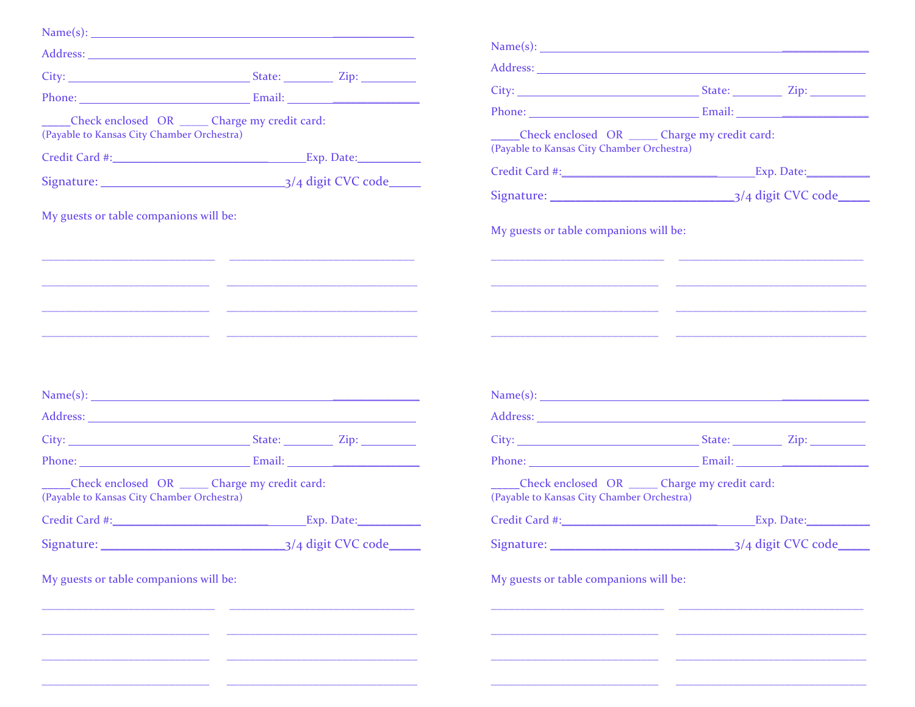Name(s): ________________________________________________

Address: ________________________________________________

City: ______________________ State: ________ Zip: _________

Phone: ______________________ Email: ____________________

_____Check enclosed OR _____ Charge my credit card:
(Payable to Kansas City Chamber Orchestra)

Credit Card #:______________________________Exp. Date:__________

Signature: ____________________________3/4 digit CVC code_____

My guests or table companions will be:

____________________________ ______________________________

____________________________ ______________________________

____________________________ ______________________________

____________________________ ______________________________

Name(s): ________________________________________________

Address: ________________________________________________

City: ______________________ State: ________ Zip: _________

Phone: ______________________ Email: ____________________

_____Check enclosed OR _____ Charge my credit card:
(Payable to Kansas City Chamber Orchestra)

Credit Card #:______________________________Exp. Date:__________

Signature: ____________________________3/4 digit CVC code_____

My guests or table companions will be:

____________________________ ______________________________

____________________________ ______________________________

____________________________ ______________________________

____________________________ ______________________________

Name(s): ________________________________________________

Address: ________________________________________________

City: ______________________ State: ________ Zip: _________

Phone: ______________________ Email: ____________________

_____Check enclosed OR _____ Charge my credit card:
(Payable to Kansas City Chamber Orchestra)

Credit Card #:______________________________Exp. Date:__________

Signature: ____________________________3/4 digit CVC code_____

My guests or table companions will be:

____________________________ ______________________________

____________________________ ______________________________

____________________________ ______________________________

____________________________ ______________________________

Name(s): ________________________________________________

Address: ________________________________________________

City: ______________________ State: ________ Zip: _________

Phone: ______________________ Email: ____________________

_____Check enclosed OR _____ Charge my credit card:
(Payable to Kansas City Chamber Orchestra)

Credit Card #:______________________________Exp. Date:__________

Signature: ____________________________3/4 digit CVC code_____

My guests or table companions will be:

____________________________ ______________________________

____________________________ ______________________________

____________________________ ______________________________

____________________________ ______________________________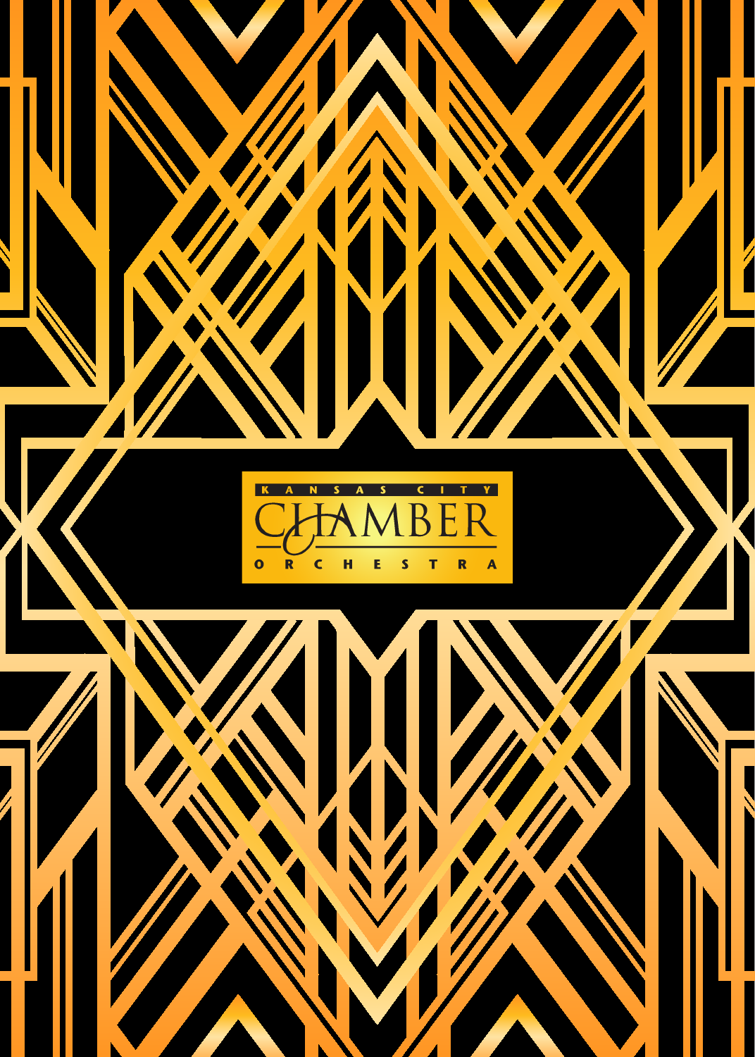KANSAS CITY

CHAMBER

ORCHESTRA